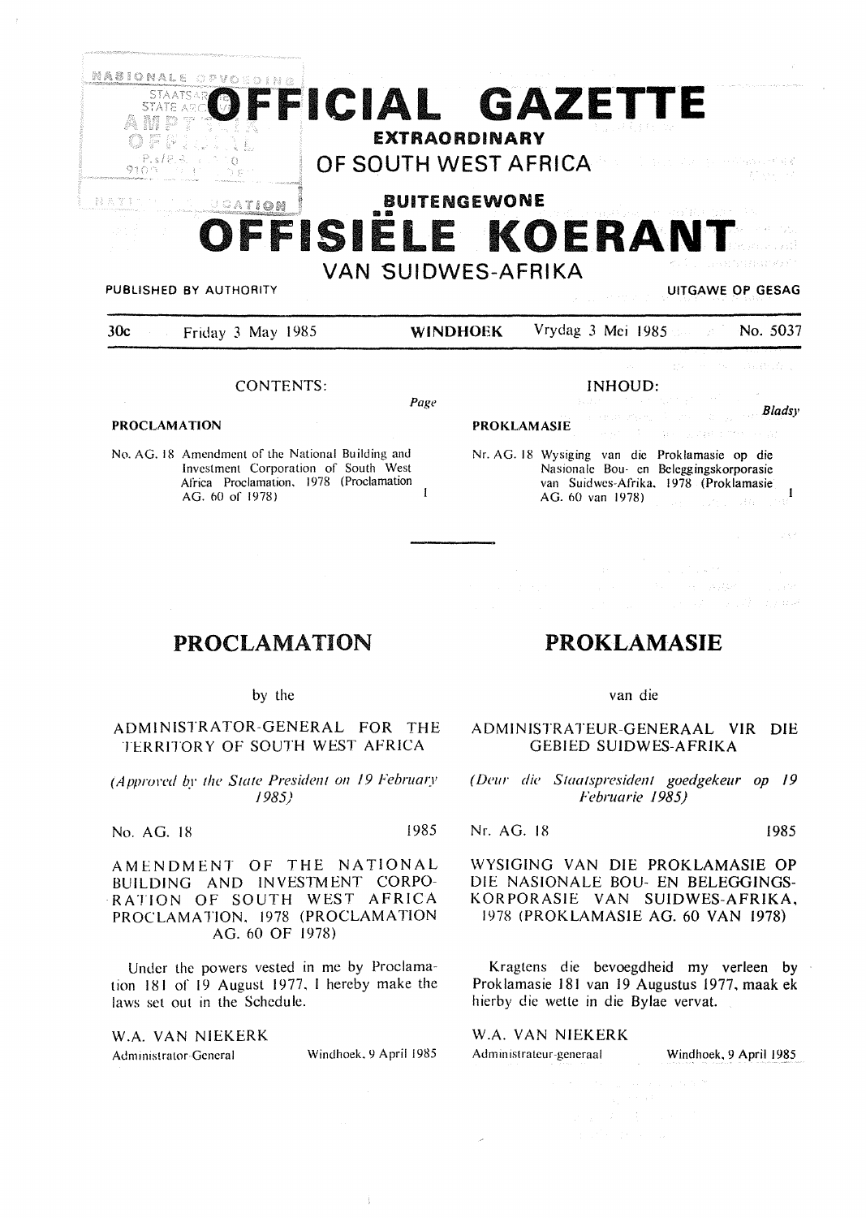# OFFICIAL GAZETTE

**EXTRAORDINARY**

## OF SOUTH WEST AFRICA

**BUITENGEWONE**

# OFFISIËLE KOERANT

## VAN SUIDWES-AFRIKA

PUBLISHED BY AUTHORITY — UITGAWE OP GESAG

30c — Friday 3 May 1985 — **WINDHOEK** — Vrydag 3 Mei 1985 — No. 5037

CONTENTS:

*Page*

**PROCLAMATION**

No. AG. 18 Amendment of the National Building and Investment Corporation of South West Africa Proclamation, 1978 (Proclamation AG. 60 of 1978) — 1

INHOUD:

*Bladsy*

**PROKLAMASIE**

Nr. AG. 18 Wysiging van die Proklamasie op die Nasionale Bou- en Beleggingskorporasie van Suidwes-Afrika, 1978 (Proklamasie AG. 60 van 1978) — 1

---

## PROCLAMATION

by the

ADMINISTRATOR-GENERAL FOR THE TERRITORY OF SOUTH WEST AFRICA

*(Approved by the State President on 19 February 1985)*

No. AG. 18 — 1985

AMENDMENT OF THE NATIONAL BUILDING AND INVESTMENT CORPORATION OF SOUTH WEST AFRICA PROCLAMATION, 1978 (PROCLAMATION AG. 60 OF 1978)

Under the powers vested in me by Proclamation 181 of 19 August 1977, I hereby make the laws set out in the Schedule.

W.A. VAN NIEKERK
Administrator-General — Windhoek, 9 April 1985

## PROKLAMASIE

van die

ADMINISTRATEUR-GENERAAL VIR DIE GEBIED SUIDWES-AFRIKA

*(Deur die Staatspresident goedgekeur op 19 Februarie 1985)*

Nr. AG. 18 — 1985

WYSIGING VAN DIE PROKLAMASIE OP DIE NASIONALE BOU- EN BELEGGINGS-KORPORASIE VAN SUIDWES-AFRIKA, 1978 (PROKLAMASIE AG. 60 VAN 1978)

Kragtens die bevoegdheid my verleen by Proklamasie 181 van 19 Augustus 1977, maak ek hierby die wette in die Bylae vervat.

W.A. VAN NIEKERK
Administrateur-generaal — Windhoek, 9 April 1985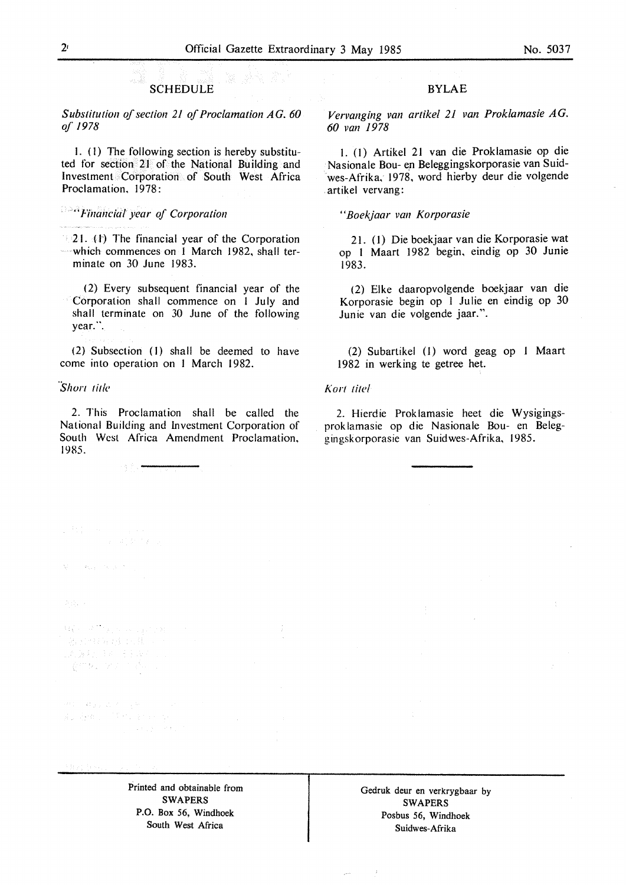## SCHEDULE

*Substitution of section 21 of Proclamation AG. 60 of 1978*

1. (1) The following section is hereby substituted for section 21 of the National Building and Investment Corporation of South West Africa Proclamation, 1978:

"*Financial year of Corporation*

21. (1) The financial year of the Corporation which commences on 1 March 1982, shall terminate on 30 June 1983.

(2) Every subsequent financial year of the Corporation shall commence on 1 July and shall terminate on 30 June of the following year.".

(2) Subsection (1) shall be deemed to have come into operation on 1 March 1982.

*Short title*

2. This Proclamation shall be called the National Building and Investment Corporation of South West Africa Amendment Proclamation, 1985.

---

## BYLAE

*Vervanging van artikel 21 van Proklamasie AG. 60 van 1978*

1. (1) Artikel 21 van die Proklamasie op die Nasionale Bou- en Beleggingskorporasie van Suidwes-Afrika, 1978, word hierby deur die volgende artikel vervang:

"*Boekjaar van Korporasie*

21. (1) Die boekjaar van die Korporasie wat op 1 Maart 1982 begin, eindig op 30 Junie 1983.

(2) Elke daaropvolgende boekjaar van die Korporasie begin op 1 Julie en eindig op 30 Junie van die volgende jaar.".

(2) Subartikel (1) word geag op 1 Maart 1982 in werking te getree het.

*Kort titel*

2. Hierdie Proklamasie heet die Wysigingsproklamasie op die Nasionale Bou- en Beleggingskorporasie van Suidwes-Afrika, 1985.

---

Printed and obtainable from
SWAPERS
P.O. Box 56, Windhoek
South West Africa

Gedruk deur en verkrygbaar by
SWAPERS
Posbus 56, Windhoek
Suidwes-Afrika